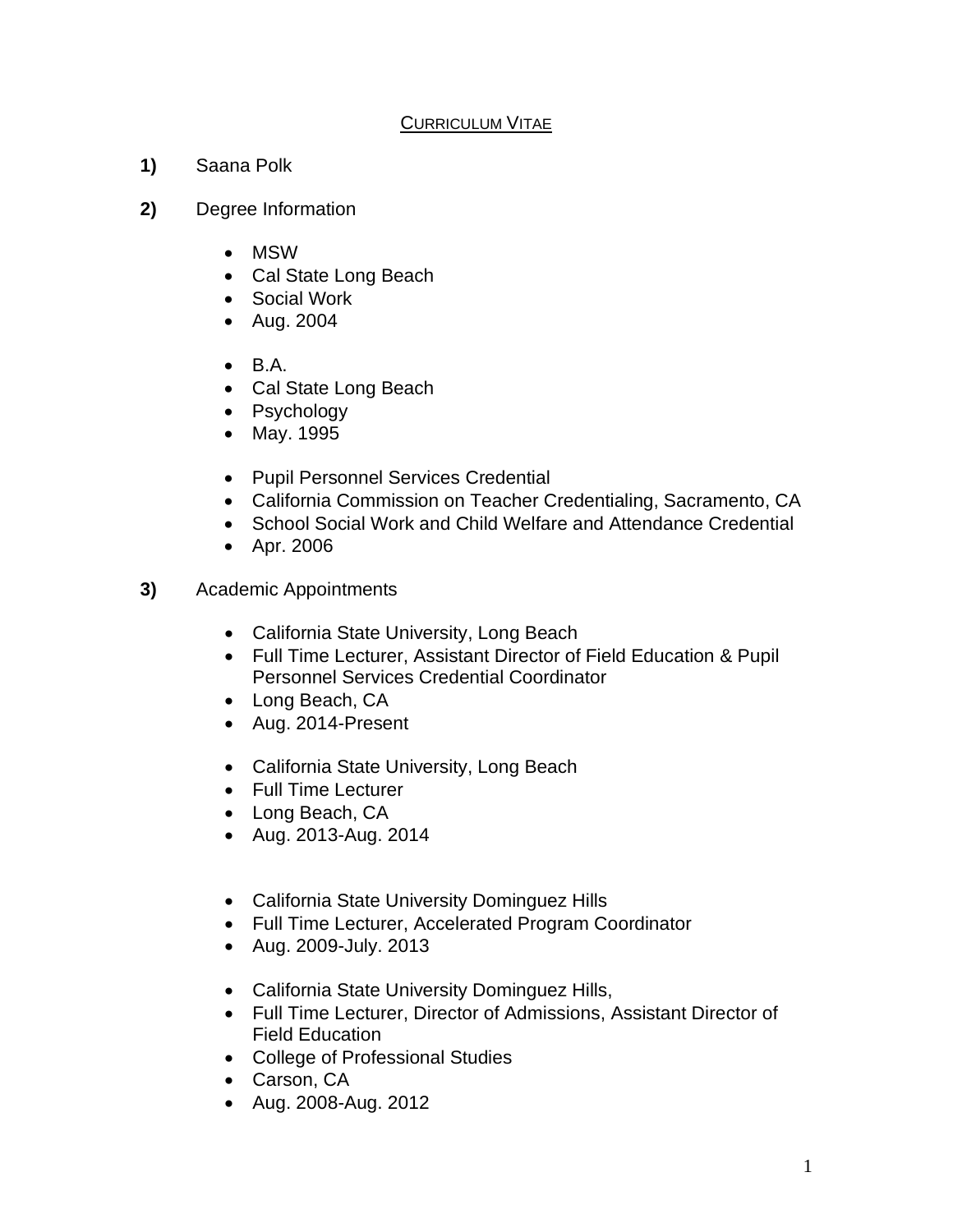# CURRICULUM VITAE

**1)** Saana Polk

**2)** Degree Information

- MSW
- Cal State Long Beach
- Social Work
- Aug. 2004

- B.A.
- Cal State Long Beach
- Psychology
- May. 1995

- Pupil Personnel Services Credential
- California Commission on Teacher Credentialing, Sacramento, CA
- School Social Work and Child Welfare and Attendance Credential
- Apr. 2006

**3)** Academic Appointments

- California State University, Long Beach
- Full Time Lecturer, Assistant Director of Field Education & Pupil Personnel Services Credential Coordinator
- Long Beach, CA
- Aug. 2014-Present

- California State University, Long Beach
- Full Time Lecturer
- Long Beach, CA
- Aug. 2013-Aug. 2014

- California State University Dominguez Hills
- Full Time Lecturer, Accelerated Program Coordinator
- Aug. 2009-July. 2013

- California State University Dominguez Hills,
- Full Time Lecturer, Director of Admissions, Assistant Director of Field Education
- College of Professional Studies
- Carson, CA
- Aug. 2008-Aug. 2012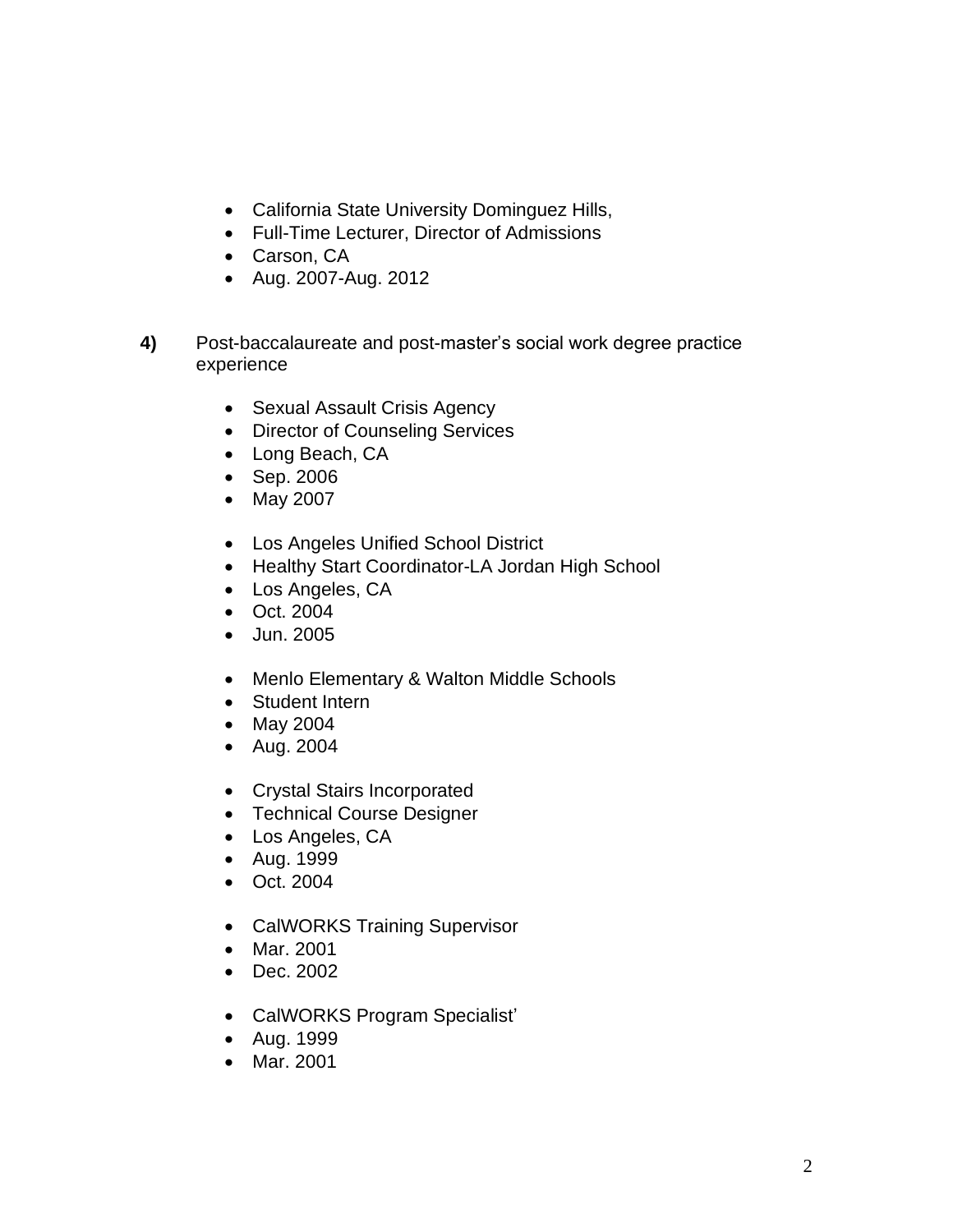- California State University Dominguez Hills,
- Full-Time Lecturer, Director of Admissions
- Carson, CA
- Aug. 2007-Aug. 2012

**4)** Post-baccalaureate and post-master's social work degree practice experience

- Sexual Assault Crisis Agency
- Director of Counseling Services
- Long Beach, CA
- Sep. 2006
- May 2007

- Los Angeles Unified School District
- Healthy Start Coordinator-LA Jordan High School
- Los Angeles, CA
- Oct. 2004
- Jun. 2005

- Menlo Elementary & Walton Middle Schools
- Student Intern
- May 2004
- Aug. 2004

- Crystal Stairs Incorporated
- Technical Course Designer
- Los Angeles, CA
- Aug. 1999
- Oct. 2004

- CalWORKS Training Supervisor
- Mar. 2001
- Dec. 2002

- CalWORKS Program Specialist'
- Aug. 1999
- Mar. 2001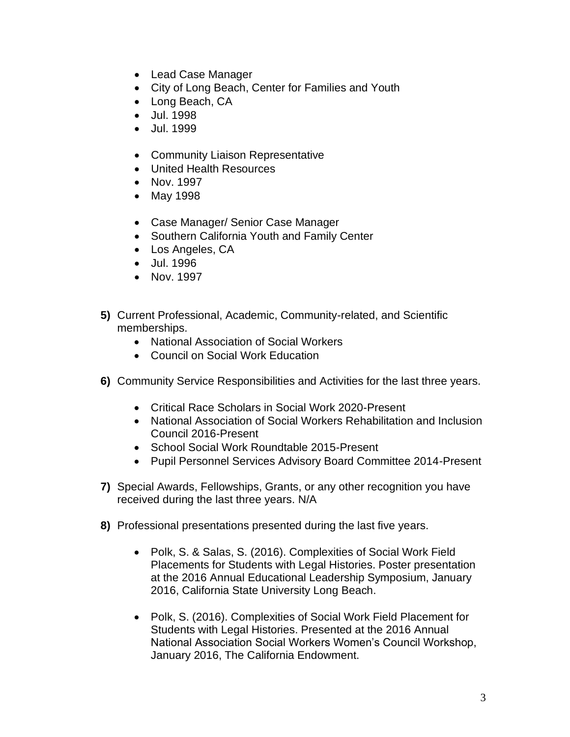- Lead Case Manager
- City of Long Beach, Center for Families and Youth
- Long Beach, CA
- Jul. 1998
- Jul. 1999

- Community Liaison Representative
- United Health Resources
- Nov. 1997
- May 1998

- Case Manager/ Senior Case Manager
- Southern California Youth and Family Center
- Los Angeles, CA
- Jul. 1996
- Nov. 1997

**5)** Current Professional, Academic, Community-related, and Scientific memberships.

- National Association of Social Workers
- Council on Social Work Education

**6)** Community Service Responsibilities and Activities for the last three years.

- Critical Race Scholars in Social Work 2020-Present
- National Association of Social Workers Rehabilitation and Inclusion Council 2016-Present
- School Social Work Roundtable 2015-Present
- Pupil Personnel Services Advisory Board Committee 2014-Present

**7)** Special Awards, Fellowships, Grants, or any other recognition you have received during the last three years. N/A

**8)** Professional presentations presented during the last five years.

- Polk, S. & Salas, S. (2016). Complexities of Social Work Field Placements for Students with Legal Histories. Poster presentation at the 2016 Annual Educational Leadership Symposium, January 2016, California State University Long Beach.

- Polk, S. (2016). Complexities of Social Work Field Placement for Students with Legal Histories. Presented at the 2016 Annual National Association Social Workers Women's Council Workshop, January 2016, The California Endowment.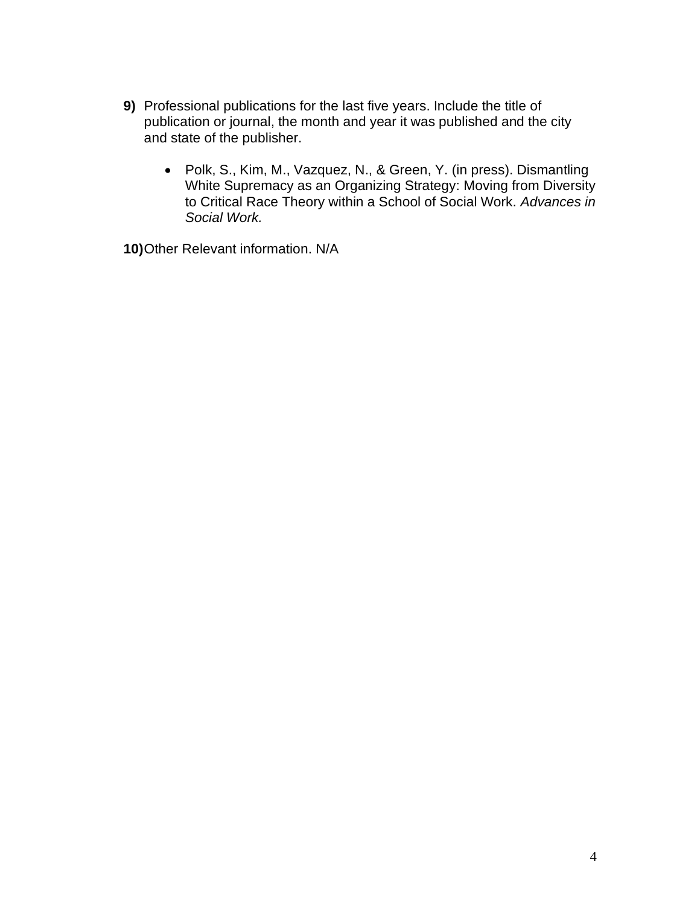**9)** Professional publications for the last five years. Include the title of publication or journal, the month and year it was published and the city and state of the publisher.

- Polk, S., Kim, M., Vazquez, N., & Green, Y. (in press). Dismantling White Supremacy as an Organizing Strategy: Moving from Diversity to Critical Race Theory within a School of Social Work. *Advances in Social Work.*

**10)** Other Relevant information. N/A